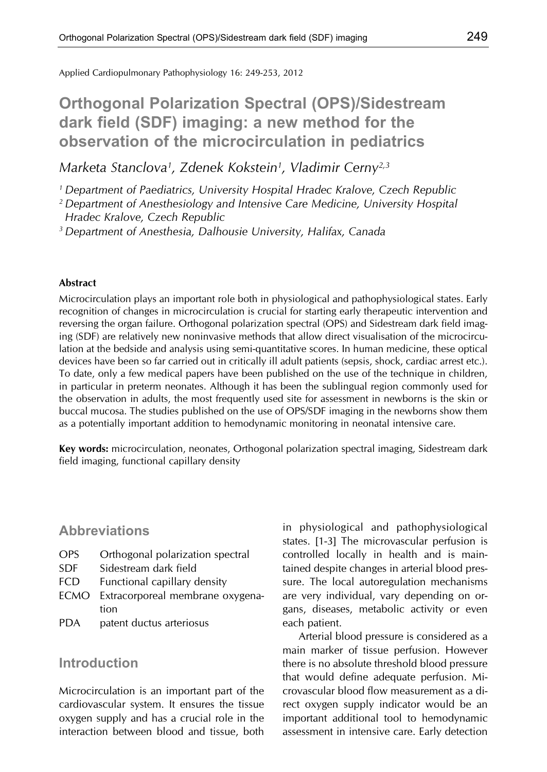Applied Cardiopulmonary Pathophysiology 16: 249-253, 2012

# Orthogonal Polarization Spectral (OPS)/Sidestream dark field (SDF) imaging: a new method for the observation of the microcirculation in pediatrics

*Marketa Stanclova[1], Zdenek Kokstein[1], Vladimir Cerny[2,3]*

*[1] Department of Paediatrics, University Hospital Hradec Kralove, Czech Republic*

*[2] Department of Anesthesiology and Intensive Care Medicine, University Hospital Hradec Kralove, Czech Republic*

*[3] Department of Anesthesia, Dalhousie University, Halifax, Canada*

#### Abstract

Microcirculation plays an important role both in physiological and pathophysiological states. Early recognition of changes in microcirculation is crucial for starting early therapeutic intervention and reversing the organ failure. Orthogonal polarization spectral (OPS) and Sidestream dark field imaging (SDF) are relatively new noninvasive methods that allow direct visualisation of the microcirculation at the bedside and analysis using semi-quantitative scores. In human medicine, these optical devices have been so far carried out in critically ill adult patients (sepsis, shock, cardiac arrest etc.). To date, only a few medical papers have been published on the use of the technique in children, in particular in preterm neonates. Although it has been the sublingual region commonly used for the observation in adults, the most frequently used site for assessment in newborns is the skin or buccal mucosa. The studies published on the use of OPS/SDF imaging in the newborns show them as a potentially important addition to hemodynamic monitoring in neonatal intensive care.

**Key words:** microcirculation, neonates, Orthogonal polarization spectral imaging, Sidestream dark field imaging, functional capillary density

## Abbreviations

| | |
|---|---|
| OPS | Orthogonal polarization spectral |
| SDF | Sidestream dark field |
| FCD | Functional capillary density |
| ECMO | Extracorporeal membrane oxygenation |
| PDA | patent ductus arteriosus |

## Introduction

Microcirculation is an important part of the cardiovascular system. It ensures the tissue oxygen supply and has a crucial role in the interaction between blood and tissue, both in physiological and pathophysiological states. [1-3] The microvascular perfusion is controlled locally in health and is maintained despite changes in arterial blood pressure. The local autoregulation mechanisms are very individual, vary depending on organs, diseases, metabolic activity or even each patient.

Arterial blood pressure is considered as a main marker of tissue perfusion. However there is no absolute threshold blood pressure that would define adequate perfusion. Microvascular blood flow measurement as a direct oxygen supply indicator would be an important additional tool to hemodynamic assessment in intensive care. Early detection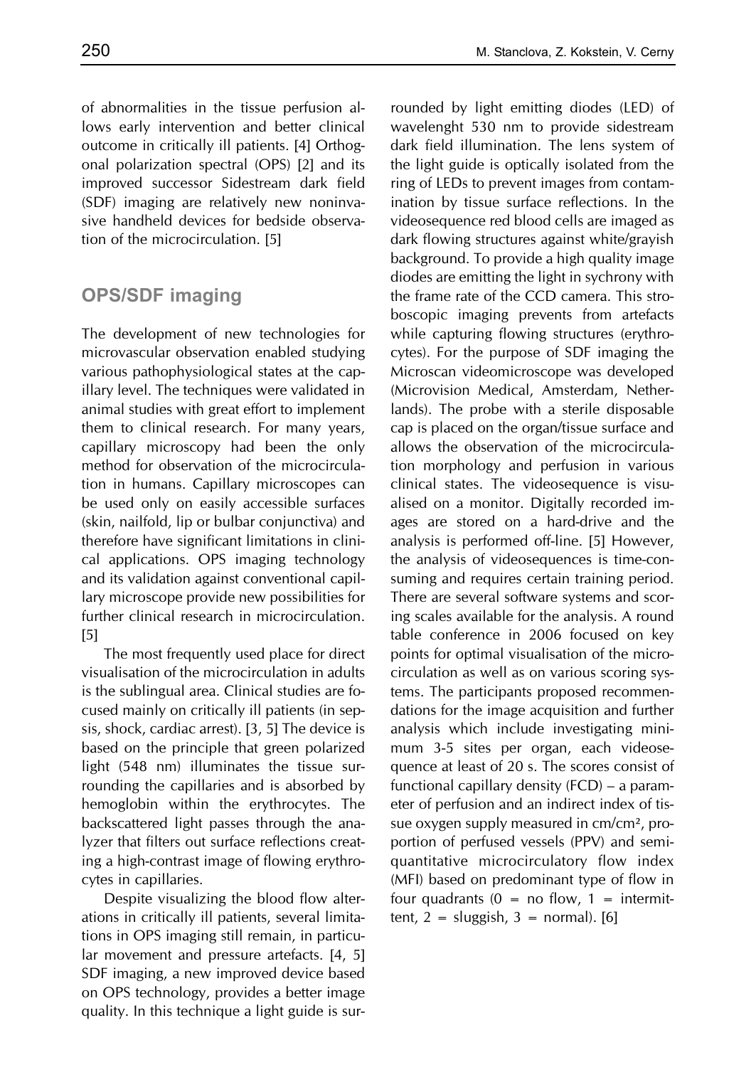of abnormalities in the tissue perfusion allows early intervention and better clinical outcome in critically ill patients. [4] Orthogonal polarization spectral (OPS) [2] and its improved successor Sidestream dark field (SDF) imaging are relatively new noninvasive handheld devices for bedside observation of the microcirculation. [5]

## OPS/SDF imaging

The development of new technologies for microvascular observation enabled studying various pathophysiological states at the capillary level. The techniques were validated in animal studies with great effort to implement them to clinical research. For many years, capillary microscopy had been the only method for observation of the microcirculation in humans. Capillary microscopes can be used only on easily accessible surfaces (skin, nailfold, lip or bulbar conjunctiva) and therefore have significant limitations in clinical applications. OPS imaging technology and its validation against conventional capillary microscope provide new possibilities for further clinical research in microcirculation. [5]

The most frequently used place for direct visualisation of the microcirculation in adults is the sublingual area. Clinical studies are focused mainly on critically ill patients (in sepsis, shock, cardiac arrest). [3, 5] The device is based on the principle that green polarized light (548 nm) illuminates the tissue surrounding the capillaries and is absorbed by hemoglobin within the erythrocytes. The backscattered light passes through the analyzer that filters out surface reflections creating a high-contrast image of flowing erythrocytes in capillaries.

Despite visualizing the blood flow alterations in critically ill patients, several limitations in OPS imaging still remain, in particular movement and pressure artefacts. [4, 5] SDF imaging, a new improved device based on OPS technology, provides a better image quality. In this technique a light guide is surrounded by light emitting diodes (LED) of wavelenght 530 nm to provide sidestream dark field illumination. The lens system of the light guide is optically isolated from the ring of LEDs to prevent images from contamination by tissue surface reflections. In the videosequence red blood cells are imaged as dark flowing structures against white/grayish background. To provide a high quality image diodes are emitting the light in sychrony with the frame rate of the CCD camera. This stroboscopic imaging prevents from artefacts while capturing flowing structures (erythrocytes). For the purpose of SDF imaging the Microscan videomicroscope was developed (Microvision Medical, Amsterdam, Netherlands). The probe with a sterile disposable cap is placed on the organ/tissue surface and allows the observation of the microcirculation morphology and perfusion in various clinical states. The videosequence is visualised on a monitor. Digitally recorded images are stored on a hard-drive and the analysis is performed off-line. [5] However, the analysis of videosequences is time-consuming and requires certain training period. There are several software systems and scoring scales available for the analysis. A round table conference in 2006 focused on key points for optimal visualisation of the microcirculation as well as on various scoring systems. The participants proposed recommendations for the image acquisition and further analysis which include investigating minimum 3-5 sites per organ, each videosequence at least of 20 s. The scores consist of functional capillary density (FCD) – a parameter of perfusion and an indirect index of tissue oxygen supply measured in cm/cm², proportion of perfused vessels (PPV) and semi-quantitative microcirculatory flow index (MFI) based on predominant type of flow in four quadrants (0 = no flow, 1 = intermittent, 2 = sluggish, 3 = normal). [6]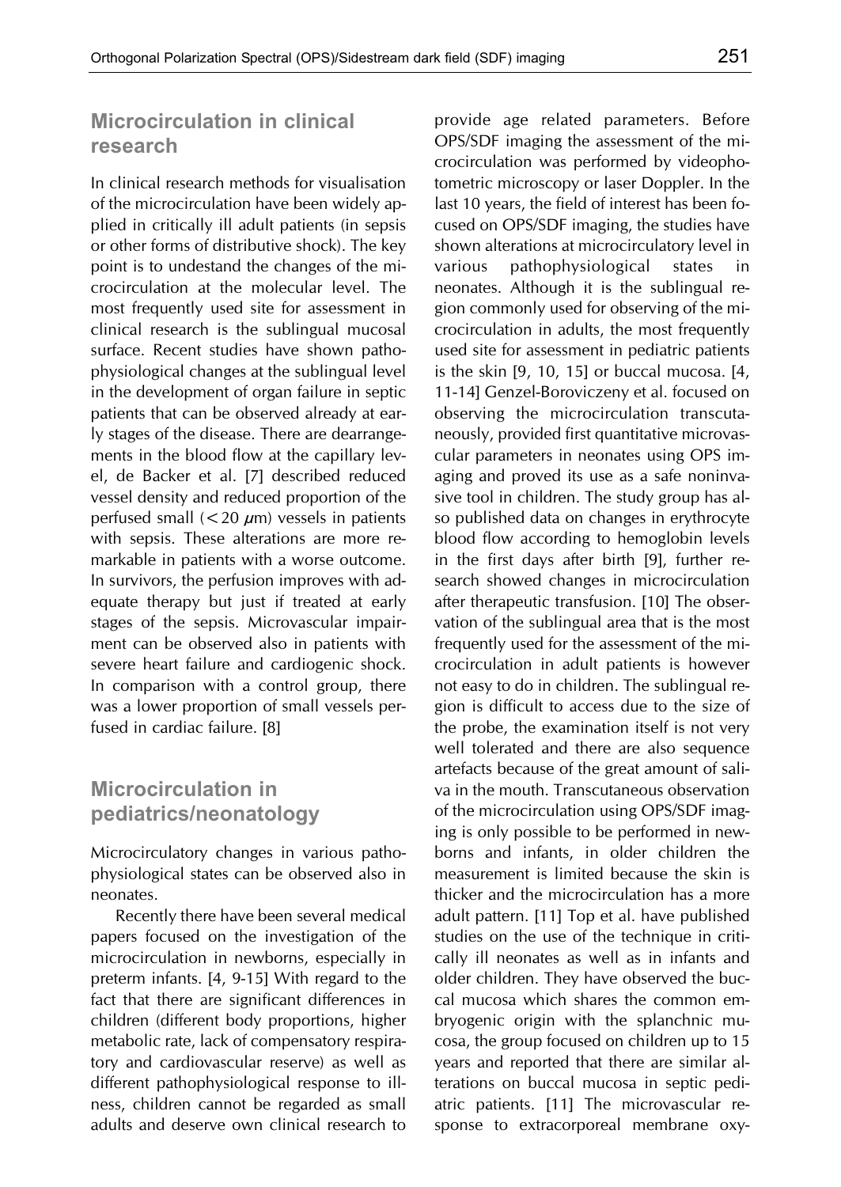## Microcirculation in clinical research

In clinical research methods for visualisation of the microcirculation have been widely applied in critically ill adult patients (in sepsis or other forms of distributive shock). The key point is to undestand the changes of the microcirculation at the molecular level. The most frequently used site for assessment in clinical research is the sublingual mucosal surface. Recent studies have shown pathophysiological changes at the sublingual level in the development of organ failure in septic patients that can be observed already at early stages of the disease. There are dearrangements in the blood flow at the capillary level, de Backer et al. [7] described reduced vessel density and reduced proportion of the perfused small (< 20 $\mu$m) vessels in patients with sepsis. These alterations are more remarkable in patients with a worse outcome. In survivors, the perfusion improves with adequate therapy but just if treated at early stages of the sepsis. Microvascular impairment can be observed also in patients with severe heart failure and cardiogenic shock. In comparison with a control group, there was a lower proportion of small vessels perfused in cardiac failure. [8]

## Microcirculation in pediatrics/neonatology

Microcirculatory changes in various pathophysiological states can be observed also in neonates.

Recently there have been several medical papers focused on the investigation of the microcirculation in newborns, especially in preterm infants. [4, 9-15] With regard to the fact that there are significant differences in children (different body proportions, higher metabolic rate, lack of compensatory respiratory and cardiovascular reserve) as well as different pathophysiological response to illness, children cannot be regarded as small adults and deserve own clinical research to provide age related parameters. Before OPS/SDF imaging the assessment of the microcirculation was performed by videophotometric microscopy or laser Doppler. In the last 10 years, the field of interest has been focused on OPS/SDF imaging, the studies have shown alterations at microcirculatory level in various pathophysiological states in neonates. Although it is the sublingual region commonly used for observing of the microcirculation in adults, the most frequently used site for assessment in pediatric patients is the skin [9, 10, 15] or buccal mucosa. [4, 11-14] Genzel-Boroviczeny et al. focused on observing the microcirculation transcutaneously, provided first quantitative microvascular parameters in neonates using OPS imaging and proved its use as a safe noninvasive tool in children. The study group has also published data on changes in erythrocyte blood flow according to hemoglobin levels in the first days after birth [9], further research showed changes in microcirculation after therapeutic transfusion. [10] The observation of the sublingual area that is the most frequently used for the assessment of the microcirculation in adult patients is however not easy to do in children. The sublingual region is difficult to access due to the size of the probe, the examination itself is not very well tolerated and there are also sequence artefacts because of the great amount of saliva in the mouth. Transcutaneous observation of the microcirculation using OPS/SDF imaging is only possible to be performed in newborns and infants, in older children the measurement is limited because the skin is thicker and the microcirculation has a more adult pattern. [11] Top et al. have published studies on the use of the technique in critically ill neonates as well as in infants and older children. They have observed the buccal mucosa which shares the common embryogenic origin with the splanchnic mucosa, the group focused on children up to 15 years and reported that there are similar alterations on buccal mucosa in septic pediatric patients. [11] The microvascular response to extracorporeal membrane oxy-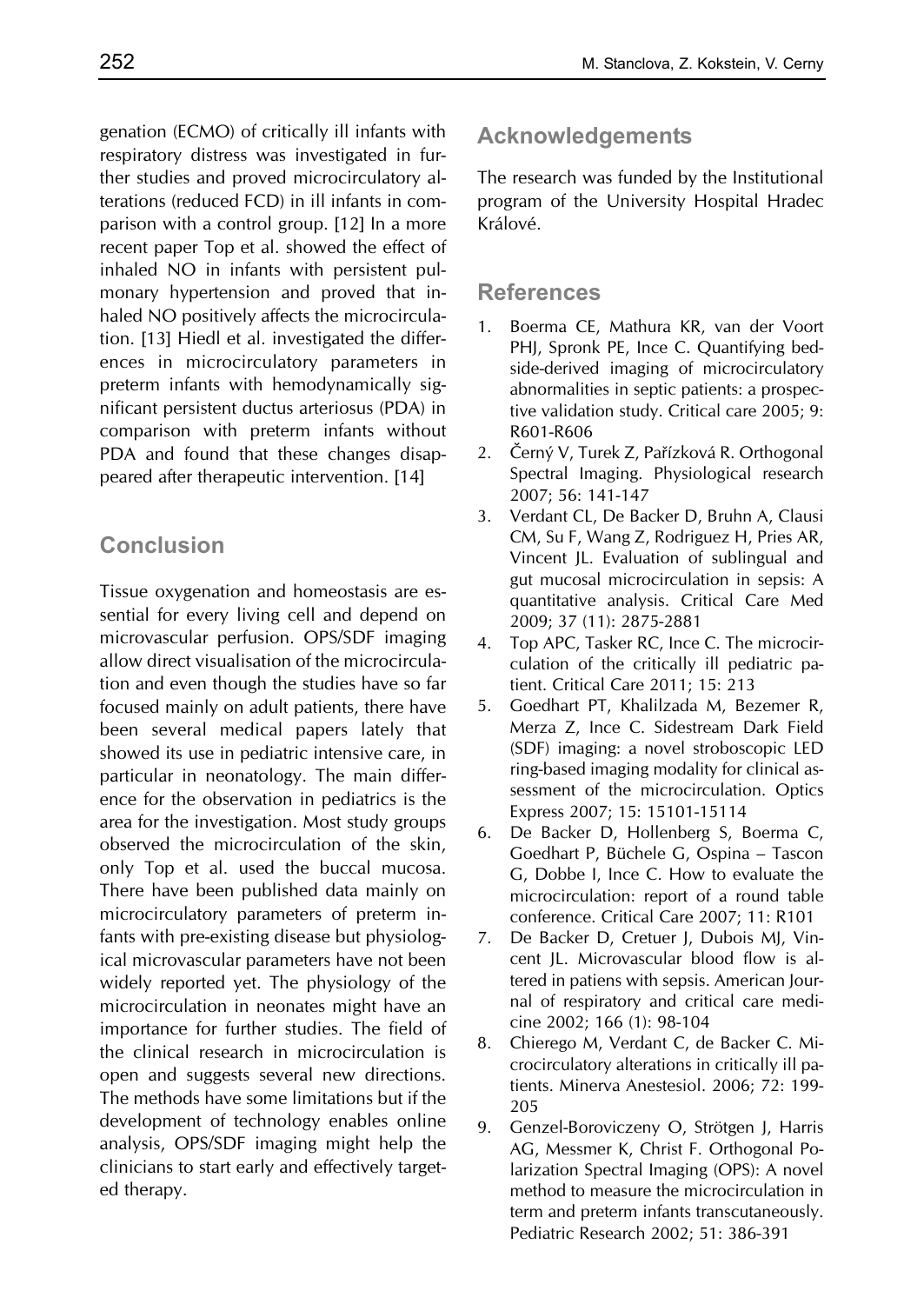genation (ECMO) of critically ill infants with respiratory distress was investigated in further studies and proved microcirculatory alterations (reduced FCD) in ill infants in comparison with a control group. [12] In a more recent paper Top et al. showed the effect of inhaled NO in infants with persistent pulmonary hypertension and proved that inhaled NO positively affects the microcirculation. [13] Hiedl et al. investigated the differences in microcirculatory parameters in preterm infants with hemodynamically significant persistent ductus arteriosus (PDA) in comparison with preterm infants without PDA and found that these changes disappeared after therapeutic intervention. [14]

## Conclusion

Tissue oxygenation and homeostasis are essential for every living cell and depend on microvascular perfusion. OPS/SDF imaging allow direct visualisation of the microcirculation and even though the studies have so far focused mainly on adult patients, there have been several medical papers lately that showed its use in pediatric intensive care, in particular in neonatology. The main difference for the observation in pediatrics is the area for the investigation. Most study groups observed the microcirculation of the skin, only Top et al. used the buccal mucosa. There have been published data mainly on microcirculatory parameters of preterm infants with pre-existing disease but physiological microvascular parameters have not been widely reported yet. The physiology of the microcirculation in neonates might have an importance for further studies. The field of the clinical research in microcirculation is open and suggests several new directions. The methods have some limitations but if the development of technology enables online analysis, OPS/SDF imaging might help the clinicians to start early and effectively targeted therapy.

## Acknowledgements

The research was funded by the Institutional program of the University Hospital Hradec Králové.

## References

1. Boerma CE, Mathura KR, van der Voort PHJ, Spronk PE, Ince C. Quantifying bedside-derived imaging of microcirculatory abnormalities in septic patients: a prospective validation study. Critical care 2005; 9: R601-R606
2. Černý V, Turek Z, Pařízková R. Orthogonal Spectral Imaging. Physiological research 2007; 56: 141-147
3. Verdant CL, De Backer D, Bruhn A, Clausi CM, Su F, Wang Z, Rodriguez H, Pries AR, Vincent JL. Evaluation of sublingual and gut mucosal microcirculation in sepsis: A quantitative analysis. Critical Care Med 2009; 37 (11): 2875-2881
4. Top APC, Tasker RC, Ince C. The microcirculation of the critically ill pediatric patient. Critical Care 2011; 15: 213
5. Goedhart PT, Khalilzada M, Bezemer R, Merza Z, Ince C. Sidestream Dark Field (SDF) imaging: a novel stroboscopic LED ring-based imaging modality for clinical assessment of the microcirculation. Optics Express 2007; 15: 15101-15114
6. De Backer D, Hollenberg S, Boerma C, Goedhart P, Büchele G, Ospina – Tascon G, Dobbe I, Ince C. How to evaluate the microcirculation: report of a round table conference. Critical Care 2007; 11: R101
7. De Backer D, Cretuer J, Dubois MJ, Vincent JL. Microvascular blood flow is altered in patiens with sepsis. American Journal of respiratory and critical care medicine 2002; 166 (1): 98-104
8. Chierego M, Verdant C, de Backer C. Microcirculatory alterations in critically ill patients. Minerva Anestesiol. 2006; 72: 199-205
9. Genzel-Boroviczeny O, Strötgen J, Harris AG, Messmer K, Christ F. Orthogonal Polarization Spectral Imaging (OPS): A novel method to measure the microcirculation in term and preterm infants transcutaneously. Pediatric Research 2002; 51: 386-391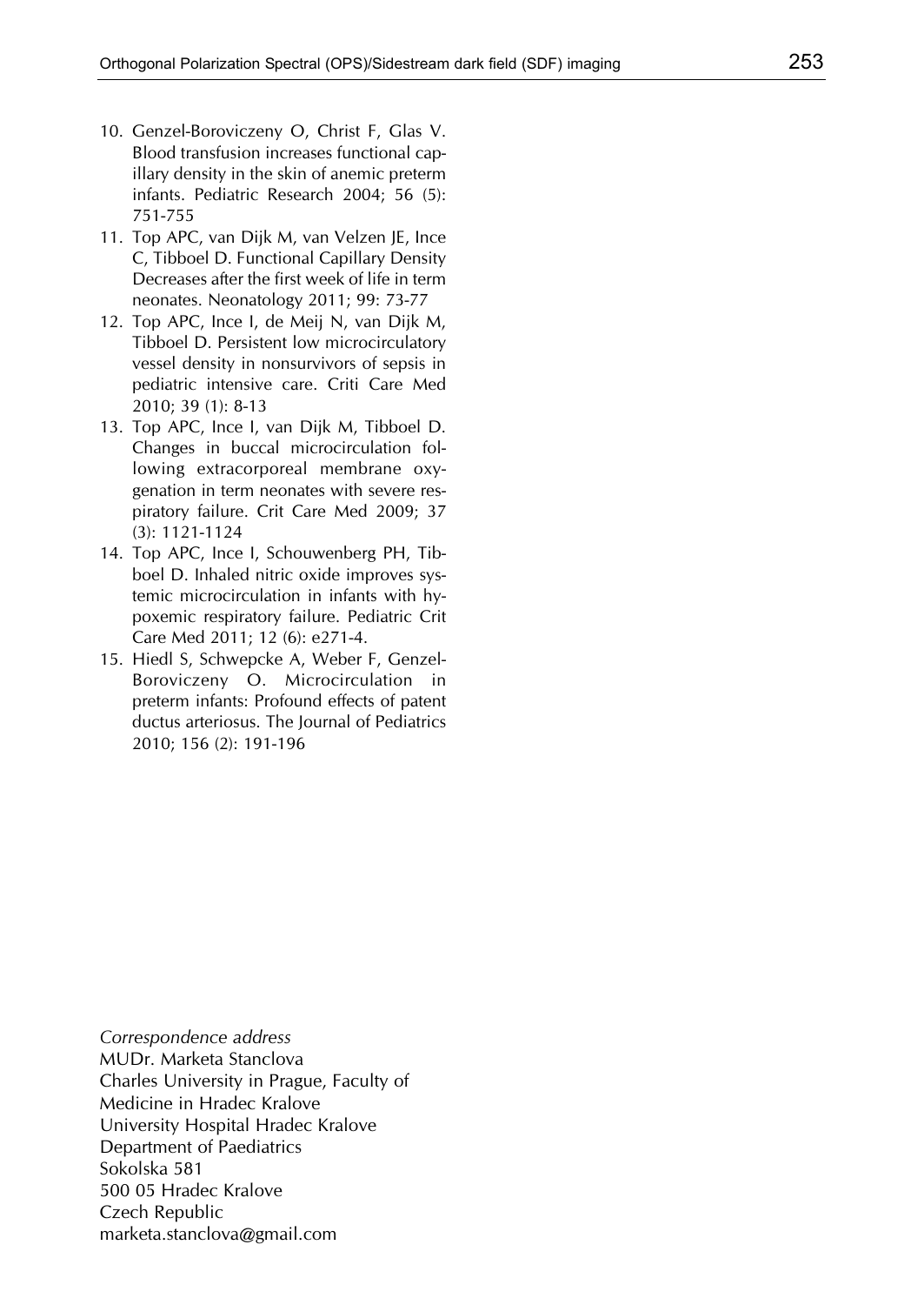10. Genzel-Boroviczeny O, Christ F, Glas V. Blood transfusion increases functional capillary density in the skin of anemic preterm infants. Pediatric Research 2004; 56 (5): 751-755
11. Top APC, van Dijk M, van Velzen JE, Ince C, Tibboel D. Functional Capillary Density Decreases after the first week of life in term neonates. Neonatology 2011; 99: 73-77
12. Top APC, Ince I, de Meij N, van Dijk M, Tibboel D. Persistent low microcirculatory vessel density in nonsurvivors of sepsis in pediatric intensive care. Criti Care Med 2010; 39 (1): 8-13
13. Top APC, Ince I, van Dijk M, Tibboel D. Changes in buccal microcirculation following extracorporeal membrane oxygenation in term neonates with severe respiratory failure. Crit Care Med 2009; 37 (3): 1121-1124
14. Top APC, Ince I, Schouwenberg PH, Tibboel D. Inhaled nitric oxide improves systemic microcirculation in infants with hypoxemic respiratory failure. Pediatric Crit Care Med 2011; 12 (6): e271-4.
15. Hiedl S, Schwepcke A, Weber F, Genzel-Boroviczeny O. Microcirculation in preterm infants: Profound effects of patent ductus arteriosus. The Journal of Pediatrics 2010; 156 (2): 191-196

*Correspondence address*
MUDr. Marketa Stanclova
Charles University in Prague, Faculty of Medicine in Hradec Kralove
University Hospital Hradec Kralove
Department of Paediatrics
Sokolska 581
500 05 Hradec Kralove
Czech Republic
marketa.stanclova@gmail.com